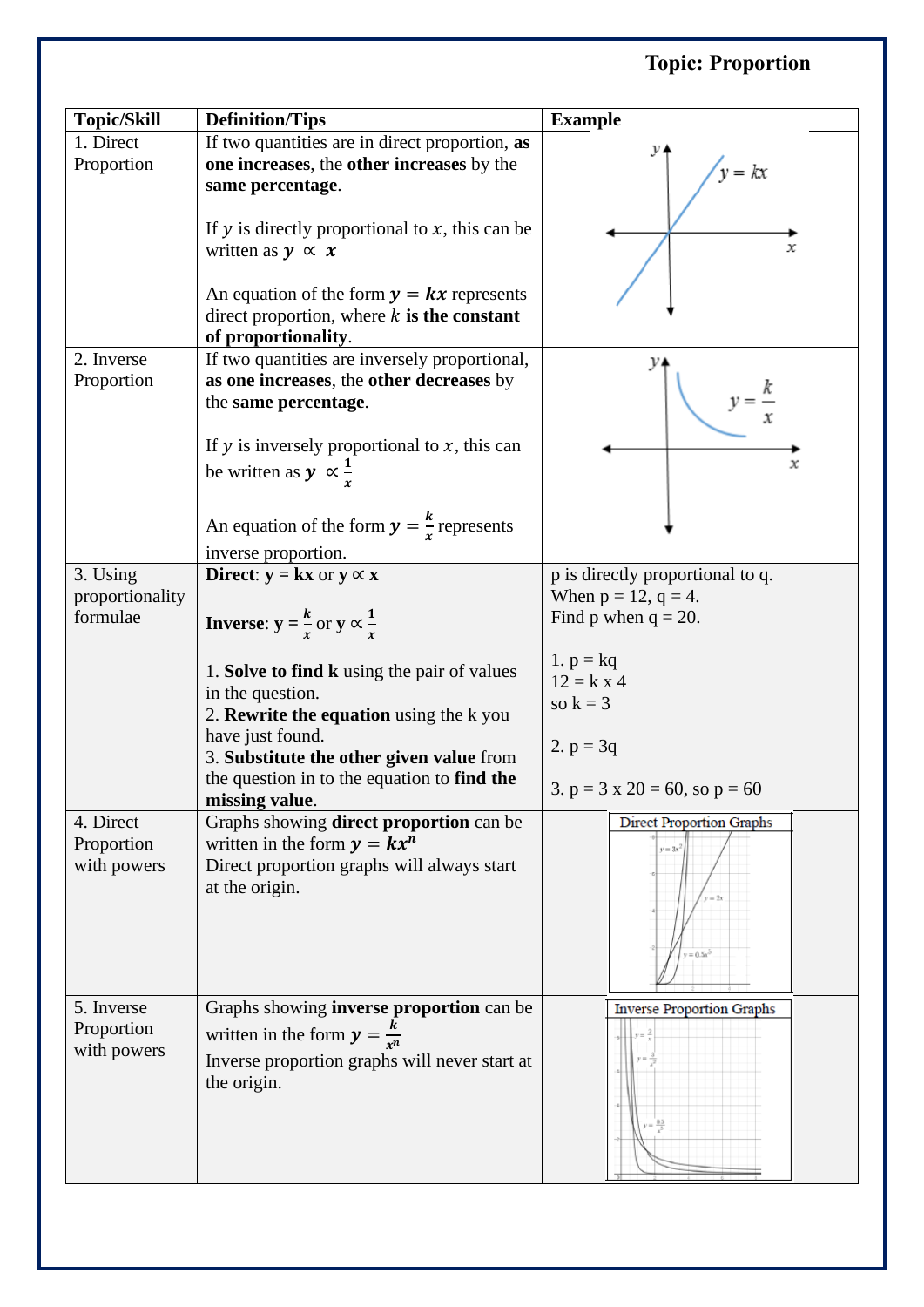## Topic: Proportion

| Topic/Skill | Definition/Tips | Example |
|---|---|---|
| 1. Direct Proportion | If two quantities are in direct proportion, **as one increases**, the **other increases** by the **same percentage**.<br><br>If $y$ is directly proportional to $x$, this can be written as $\boldsymbol{y \propto x}$<br><br>An equation of the form $\boldsymbol{y = kx}$ represents direct proportion, where $k$ **is the constant of proportionality**. | $y = kx$ |
| 2. Inverse Proportion | If two quantities are inversely proportional, **as one increases**, the **other decreases** by the **same percentage**.<br><br>If $y$ is inversely proportional to $x$, this can be written as $\boldsymbol{y \propto \frac{1}{x}}$<br><br>An equation of the form $\boldsymbol{y = \frac{k}{x}}$ represents inverse proportion. | $y = \frac{k}{x}$ |
| 3. Using proportionality formulae | **Direct**: **y = kx** or **y ∝ x**<br><br>**Inverse**: **y =** $\frac{k}{x}$ or **y ∝** $\frac{1}{x}$<br><br>1. **Solve to find k** using the pair of values in the question.<br>2. **Rewrite the equation** using the k you have just found.<br>3. **Substitute the other given value** from the question in to the equation to **find the missing value**. | p is directly proportional to q.<br>When p = 12, q = 4.<br>Find p when q = 20.<br><br>1. p = kq<br>12 = k x 4<br>so k = 3<br><br>2. p = 3q<br><br>3. p = 3 x 20 = 60, so p = 60 |
| 4. Direct Proportion with powers | Graphs showing **direct proportion** can be written in the form $\boldsymbol{y = kx^n}$<br>Direct proportion graphs will always start at the origin. | Direct Proportion Graphs<br>$y = 3x^2$, $y = 2x$, $y = 0.3x^3$ |
| 5. Inverse Proportion with powers | Graphs showing **inverse proportion** can be written in the form $\boldsymbol{y = \frac{k}{x^n}}$<br>Inverse proportion graphs will never start at the origin. | Inverse Proportion Graphs<br>$y = \frac{2}{x}$, $y = \frac{3}{x^2}$, $y = \frac{0.5}{x^3}$ |